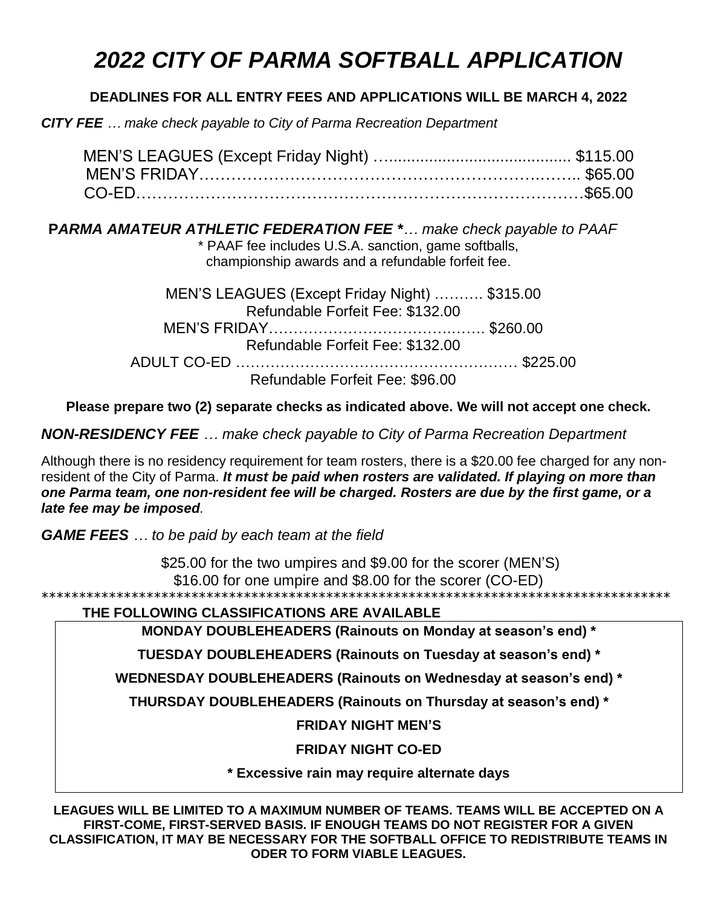# *2022 CITY OF PARMA SOFTBALL APPLICATION*

**DEADLINES FOR ALL ENTRY FEES AND APPLICATIONS WILL BE MARCH 4, 2022**

***CITY FEE*** *… make check payable to City of Parma Recreation Department*

MEN'S LEAGUES (Except Friday Night) …....................................... $115.00
MEN'S FRIDAY…………………………………………………….……. $65.00
CO-ED…………………………………………………………………….$65.00

**P*ARMA AMATEUR ATHLETIC FEDERATION FEE **** *… make check payable to PAAF*

\* PAAF fee includes U.S.A. sanction, game softballs, championship awards and a refundable forfeit fee.

MEN'S LEAGUES (Except Friday Night) ………. $315.00
Refundable Forfeit Fee: $132.00
MEN'S FRIDAY…………………………….….…. $260.00
Refundable Forfeit Fee: $132.00
ADULT CO-ED ………………………………………………… $225.00
Refundable Forfeit Fee: $96.00

**Please prepare two (2) separate checks as indicated above. We will not accept one check.**

***NON-RESIDENCY FEE*** *… make check payable to City of Parma Recreation Department*

Although there is no residency requirement for team rosters, there is a $20.00 fee charged for any non-resident of the City of Parma. ***It must be paid when rosters are validated. If playing on more than one Parma team, one non-resident fee will be charged. Rosters are due by the first game, or a late fee may be imposed****.*

***GAME FEES*** *… to be paid by each team at the field*

$25.00 for the two umpires and $9.00 for the scorer (MEN'S)
$16.00 for one umpire and $8.00 for the scorer (CO-ED)

***********************************************************************************

**THE FOLLOWING CLASSIFICATIONS ARE AVAILABLE**

**MONDAY DOUBLEHEADERS (Rainouts on Monday at season's end) ***

**TUESDAY DOUBLEHEADERS (Rainouts on Tuesday at season's end) ***

**WEDNESDAY DOUBLEHEADERS (Rainouts on Wednesday at season's end) ***

**THURSDAY DOUBLEHEADERS (Rainouts on Thursday at season's end) ***

**FRIDAY NIGHT MEN'S**

**FRIDAY NIGHT CO-ED**

**\* Excessive rain may require alternate days**

**LEAGUES WILL BE LIMITED TO A MAXIMUM NUMBER OF TEAMS. TEAMS WILL BE ACCEPTED ON A FIRST-COME, FIRST-SERVED BASIS. IF ENOUGH TEAMS DO NOT REGISTER FOR A GIVEN CLASSIFICATION, IT MAY BE NECESSARY FOR THE SOFTBALL OFFICE TO REDISTRIBUTE TEAMS IN ODER TO FORM VIABLE LEAGUES.**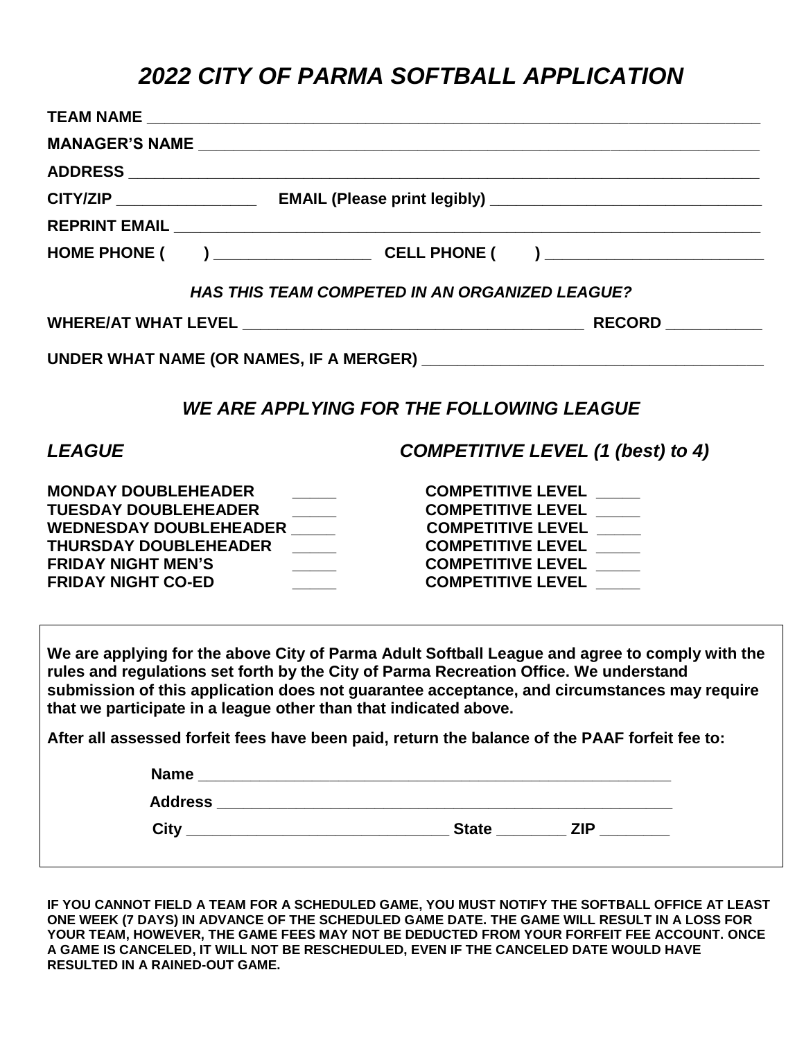# *2022 CITY OF PARMA SOFTBALL APPLICATION*

**TEAM NAME** ___________________________________________________________________________

**MANAGER'S NAME** ______________________________________________________________________

**ADDRESS** _____________________________________________________________________________

**CITY/ZIP** ________________ **EMAIL (Please print legibly)** _______________________________

**REPRINT EMAIL** _______________________________________________________________________

**HOME PHONE (      )** __________________ **CELL PHONE (      )** _________________________

***HAS THIS TEAM COMPETED IN AN ORGANIZED LEAGUE?***

**WHERE/AT WHAT LEVEL** ________________________________________ **RECORD** ___________

**UNDER WHAT NAME (OR NAMES, IF A MERGER)** _______________________________________

## *WE ARE APPLYING FOR THE FOLLOWING LEAGUE*

| *LEAGUE* | | *COMPETITIVE LEVEL (1 (best) to 4)* |
|---|---|---|
| **MONDAY DOUBLEHEADER** | _____ | **COMPETITIVE LEVEL** _____ |
| **TUESDAY DOUBLEHEADER** | _____ | **COMPETITIVE LEVEL** _____ |
| **WEDNESDAY DOUBLEHEADER** | _____ | **COMPETITIVE LEVEL** _____ |
| **THURSDAY DOUBLEHEADER** | _____ | **COMPETITIVE LEVEL** _____ |
| **FRIDAY NIGHT MEN'S** | _____ | **COMPETITIVE LEVEL** _____ |
| **FRIDAY NIGHT CO-ED** | _____ | **COMPETITIVE LEVEL** _____ |

**We are applying for the above City of Parma Adult Softball League and agree to comply with the rules and regulations set forth by the City of Parma Recreation Office. We understand submission of this application does not guarantee acceptance, and circumstances may require that we participate in a league other than that indicated above.**

**After all assessed forfeit fees have been paid, return the balance of the PAAF forfeit fee to:**

**Name** _______________________________________________________

**Address** _____________________________________________________

**City** ______________________________ **State** ________ **ZIP** ________

**IF YOU CANNOT FIELD A TEAM FOR A SCHEDULED GAME, YOU MUST NOTIFY THE SOFTBALL OFFICE AT LEAST ONE WEEK (7 DAYS) IN ADVANCE OF THE SCHEDULED GAME DATE. THE GAME WILL RESULT IN A LOSS FOR YOUR TEAM, HOWEVER, THE GAME FEES MAY NOT BE DEDUCTED FROM YOUR FORFEIT FEE ACCOUNT. ONCE A GAME IS CANCELED, IT WILL NOT BE RESCHEDULED, EVEN IF THE CANCELED DATE WOULD HAVE RESULTED IN A RAINED-OUT GAME.**